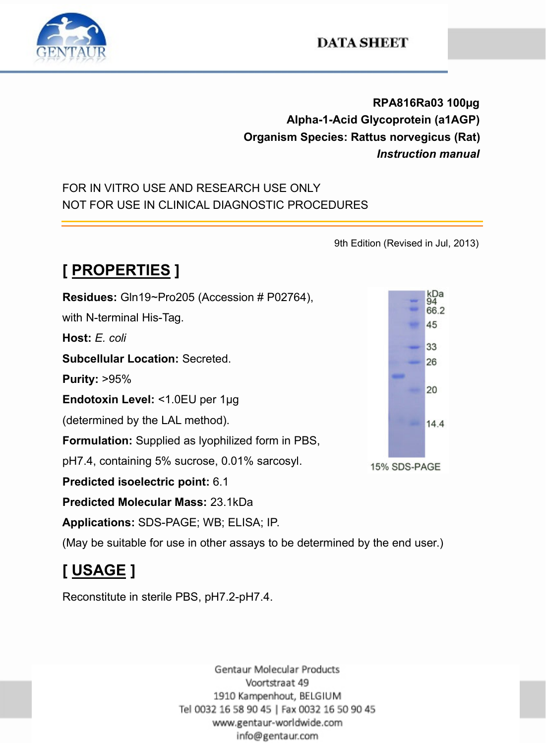**RPA816Ra03 100µg**
**Alpha-1-Acid Glycoprotein (a1AGP)**
**Organism Species: Rattus norvegicus (Rat)**
***Instruction manual***

FOR IN VITRO USE AND RESEARCH USE ONLY
NOT FOR USE IN CLINICAL DIAGNOSTIC PROCEDURES

9th Edition (Revised in Jul, 2013)

## [ PROPERTIES ]

**Residues:** Gln19~Pro205 (Accession # P02764), with N-terminal His-Tag.

**Host:** *E. coli*

**Subcellular Location:** Secreted.

**Purity:** >95%

**Endotoxin Level:** <1.0EU per 1µg (determined by the LAL method).

**Formulation:** Supplied as lyophilized form in PBS, pH7.4, containing 5% sucrose, 0.01% sarcosyl.

**Predicted isoelectric point:** 6.1

**Predicted Molecular Mass:** 23.1kDa

**Applications:** SDS-PAGE; WB; ELISA; IP.

(May be suitable for use in other assays to be determined by the end user.)

15% SDS-PAGE

## [ USAGE ]

Reconstitute in sterile PBS, pH7.2-pH7.4.

Gentaur Molecular Products
Voortstraat 49
1910 Kampenhout, BELGIUM
Tel 0032 16 58 90 45 | Fax 0032 16 50 90 45
www.gentaur-worldwide.com
info@gentaur.com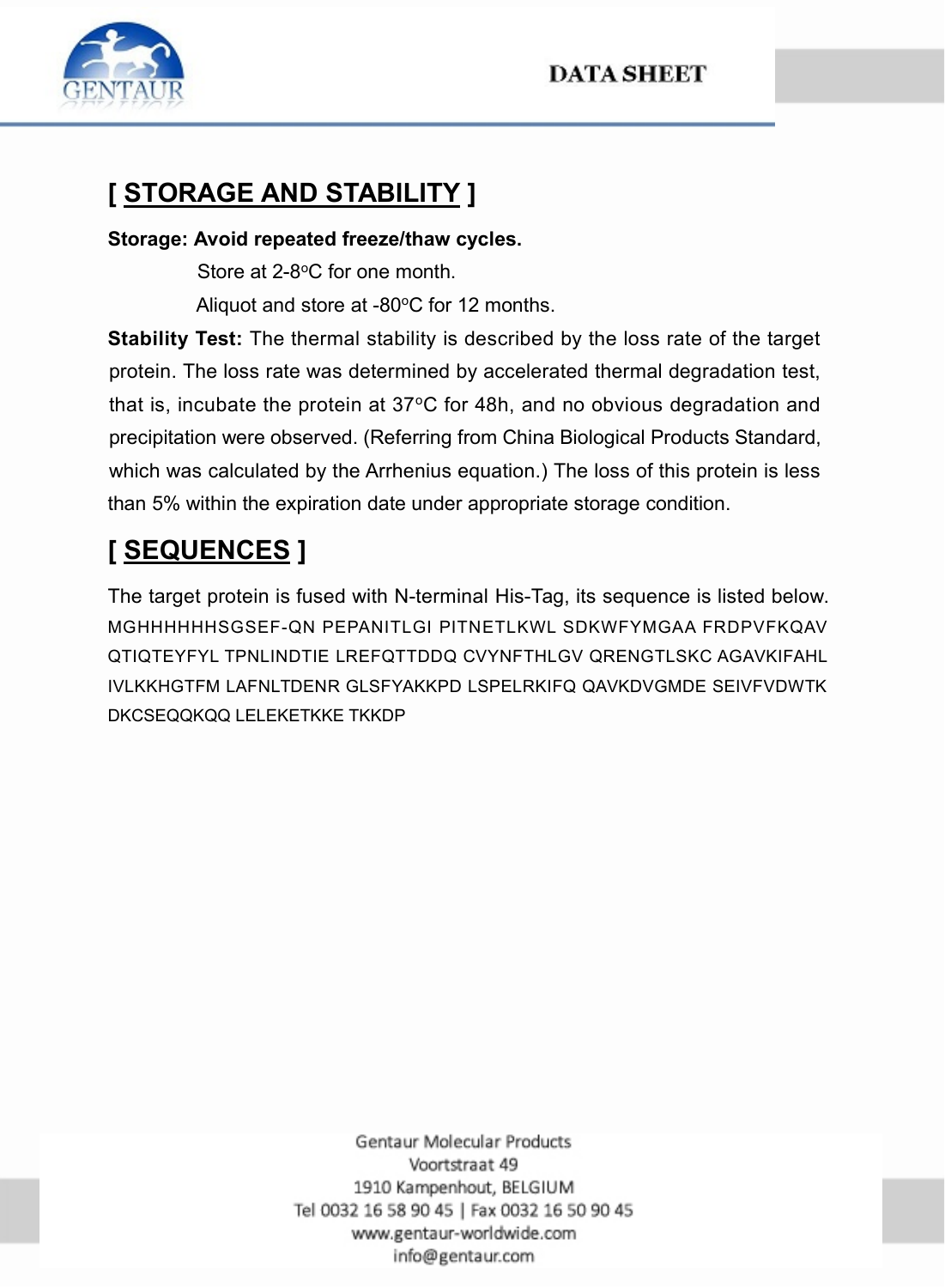## [ STORAGE AND STABILITY ]

**Storage: Avoid repeated freeze/thaw cycles.**

Store at 2-8°C for one month.

Aliquot and store at -80°C for 12 months.

**Stability Test:** The thermal stability is described by the loss rate of the target protein. The loss rate was determined by accelerated thermal degradation test, that is, incubate the protein at 37°C for 48h, and no obvious degradation and precipitation were observed. (Referring from China Biological Products Standard, which was calculated by the Arrhenius equation.) The loss of this protein is less than 5% within the expiration date under appropriate storage condition.

## [ SEQUENCES ]

The target protein is fused with N-terminal His-Tag, its sequence is listed below.

MGHHHHHHSGSEF-QN PEPANITLGI PITNETLKWL SDKWFYMGAA FRDPVFKQAV QTIQTEYFYL TPNLINDTIE LREFQTTDDQ CVYNFTHLGV QRENGTLSKC AGAVKIFAHL IVLKKHGTFM LAFNLTDENR GLSFYAKKPD LSPELRKIFQ QAVKDVGMDE SEIVFVDWTK DKCSEQQKQQ LELEKETKKE TKKDP